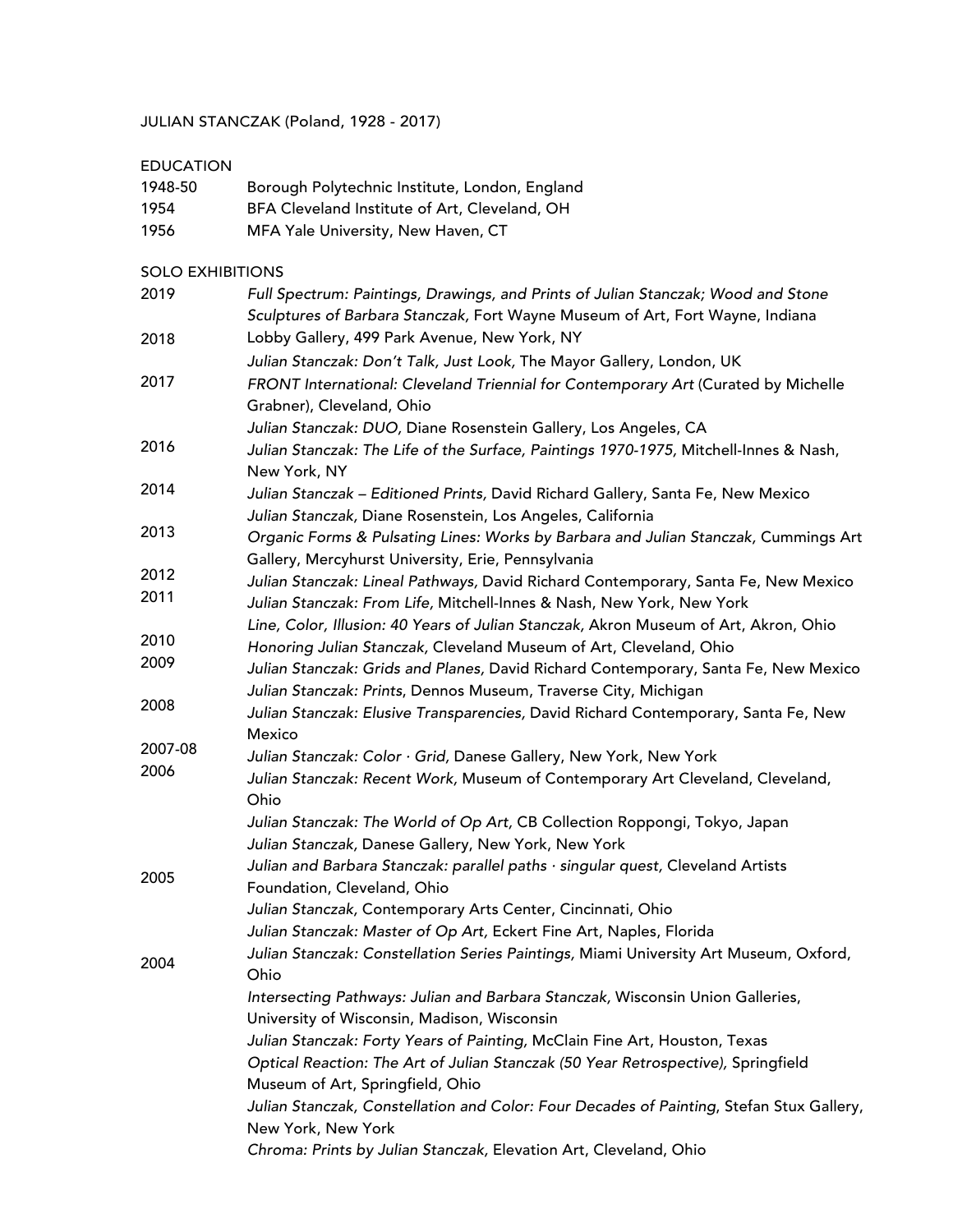JULIAN STANCZAK (Poland, 1928 - 2017)

EDUCATION

| | |
|---|---|
| 1948-50 | Borough Polytechnic Institute, London, England |
| 1954 | BFA Cleveland Institute of Art, Cleveland, OH |
| 1956 | MFA Yale University, New Haven, CT |

SOLO EXHIBITIONS

| | |
|---|---|
| 2019 | *Full Spectrum: Paintings, Drawings, and Prints of Julian Stanczak; Wood and Stone Sculptures of Barbara Stanczak,* Fort Wayne Museum of Art, Fort Wayne, Indiana |
| 2018 | Lobby Gallery, 499 Park Avenue, New York, NY |
| | *Julian Stanczak: Don't Talk, Just Look,* The Mayor Gallery, London, UK |
| 2017 | *FRONT International: Cleveland Triennial for Contemporary Art* (Curated by Michelle Grabner), Cleveland, Ohio |
| | *Julian Stanczak: DUO,* Diane Rosenstein Gallery, Los Angeles, CA |
| 2016 | *Julian Stanczak: The Life of the Surface, Paintings 1970-1975,* Mitchell-Innes & Nash, New York, NY |
| 2014 | *Julian Stanczak – Editioned Prints,* David Richard Gallery, Santa Fe, New Mexico |
| | *Julian Stanczak,* Diane Rosenstein, Los Angeles, California |
| 2013 | *Organic Forms & Pulsating Lines: Works by Barbara and Julian Stanczak,* Cummings Art Gallery, Mercyhurst University, Erie, Pennsylvania |
| 2012 | *Julian Stanczak: Lineal Pathways,* David Richard Contemporary, Santa Fe, New Mexico |
| 2011 | *Julian Stanczak: From Life,* Mitchell-Innes & Nash, New York, New York |
| | *Line, Color, Illusion: 40 Years of Julian Stanczak,* Akron Museum of Art, Akron, Ohio |
| 2010 | *Honoring Julian Stanczak,* Cleveland Museum of Art, Cleveland, Ohio |
| 2009 | *Julian Stanczak: Grids and Planes,* David Richard Contemporary, Santa Fe, New Mexico |
| | *Julian Stanczak: Prints,* Dennos Museum, Traverse City, Michigan |
| 2008 | *Julian Stanczak: Elusive Transparencies,* David Richard Contemporary, Santa Fe, New Mexico |
| 2007-08 | *Julian Stanczak: Color · Grid,* Danese Gallery, New York, New York |
| 2006 | *Julian Stanczak: Recent Work,* Museum of Contemporary Art Cleveland, Cleveland, Ohio |
| | *Julian Stanczak: The World of Op Art,* CB Collection Roppongi, Tokyo, Japan |
| | *Julian Stanczak,* Danese Gallery, New York, New York |
| 2005 | *Julian and Barbara Stanczak: parallel paths · singular quest,* Cleveland Artists Foundation, Cleveland, Ohio |
| | *Julian Stanczak,* Contemporary Arts Center, Cincinnati, Ohio |
| | *Julian Stanczak: Master of Op Art,* Eckert Fine Art, Naples, Florida |
| 2004 | *Julian Stanczak: Constellation Series Paintings,* Miami University Art Museum, Oxford, Ohio |
| | *Intersecting Pathways: Julian and Barbara Stanczak,* Wisconsin Union Galleries, University of Wisconsin, Madison, Wisconsin |
| | *Julian Stanczak: Forty Years of Painting,* McClain Fine Art, Houston, Texas |
| | *Optical Reaction: The Art of Julian Stanczak (50 Year Retrospective),* Springfield Museum of Art, Springfield, Ohio |
| | *Julian Stanczak, Constellation and Color: Four Decades of Painting,* Stefan Stux Gallery, New York, New York |
| | *Chroma: Prints by Julian Stanczak,* Elevation Art, Cleveland, Ohio |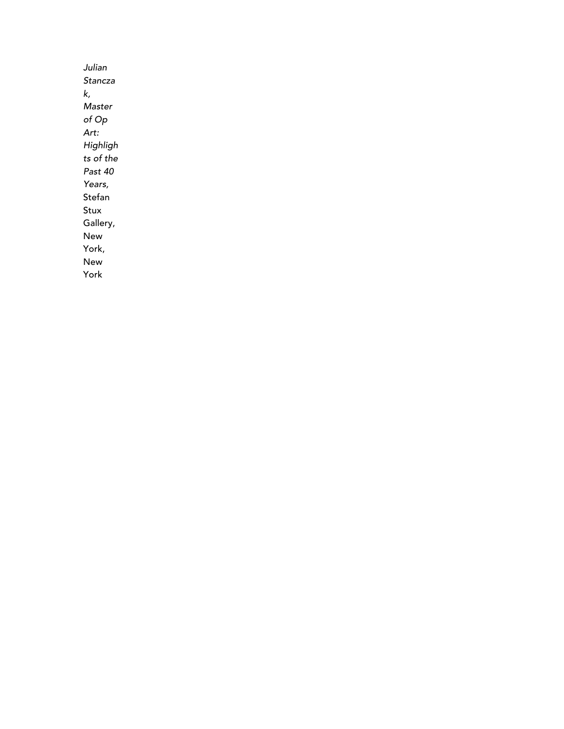*Julian Stanczak, Master of Op Art: Highlights of the Past 40 Years,* Stefan Stux Gallery, New York, New York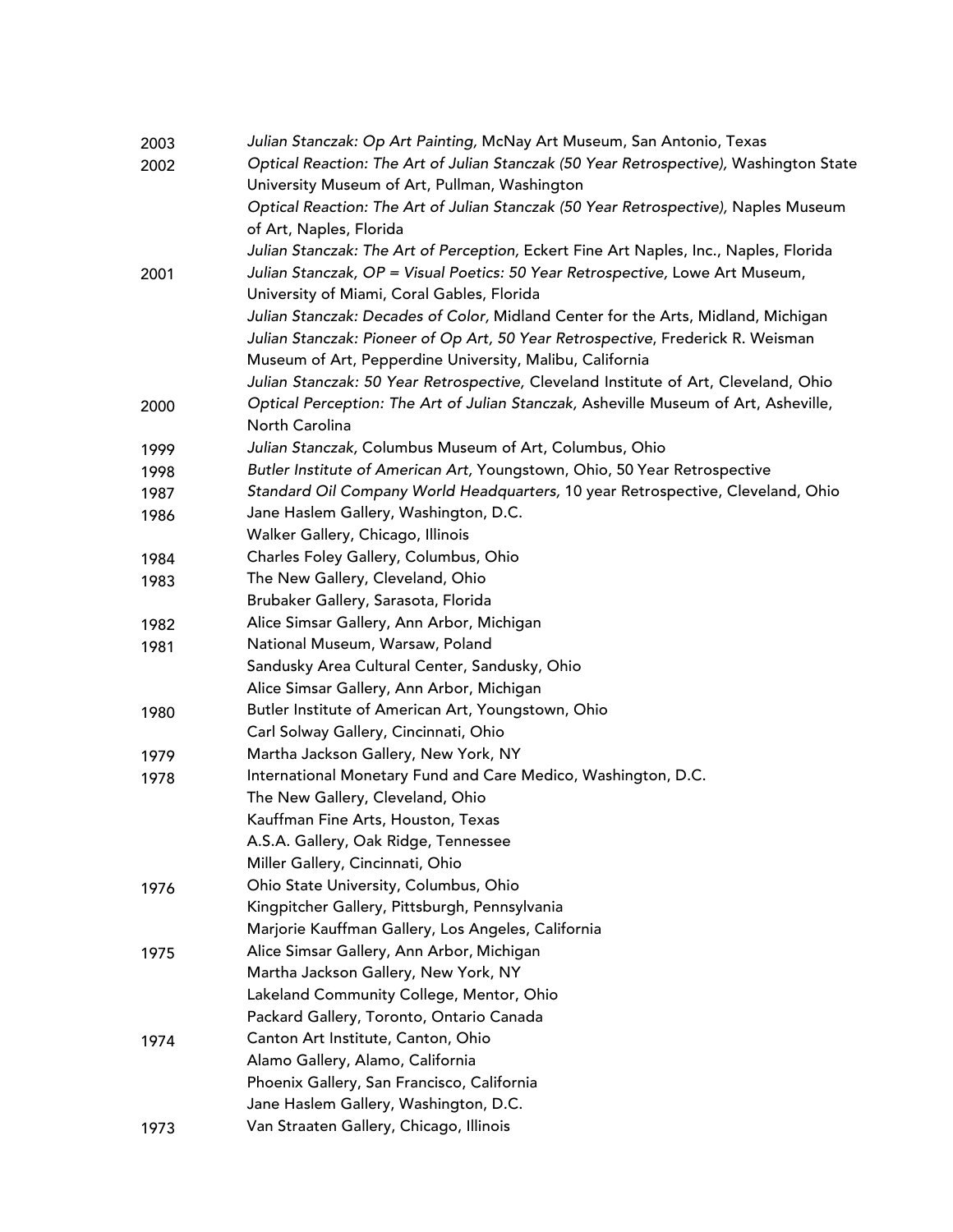2003 *Julian Stanczak: Op Art Painting,* McNay Art Museum, San Antonio, Texas

2002 *Optical Reaction: The Art of Julian Stanczak (50 Year Retrospective),* Washington State University Museum of Art, Pullman, Washington
*Optical Reaction: The Art of Julian Stanczak (50 Year Retrospective),* Naples Museum of Art, Naples, Florida
*Julian Stanczak: The Art of Perception,* Eckert Fine Art Naples, Inc., Naples, Florida

2001 *Julian Stanczak, OP = Visual Poetics: 50 Year Retrospective,* Lowe Art Museum, University of Miami, Coral Gables, Florida
*Julian Stanczak: Decades of Color,* Midland Center for the Arts, Midland, Michigan
*Julian Stanczak: Pioneer of Op Art, 50 Year Retrospective*, Frederick R. Weisman Museum of Art, Pepperdine University, Malibu, California
*Julian Stanczak: 50 Year Retrospective,* Cleveland Institute of Art, Cleveland, Ohio

2000 *Optical Perception: The Art of Julian Stanczak,* Asheville Museum of Art, Asheville, North Carolina

1999 *Julian Stanczak,* Columbus Museum of Art, Columbus, Ohio

1998 *Butler Institute of American Art,* Youngstown, Ohio, 50 Year Retrospective

1987 *Standard Oil Company World Headquarters,* 10 year Retrospective, Cleveland, Ohio

1986 Jane Haslem Gallery, Washington, D.C.
Walker Gallery, Chicago, Illinois

1984 Charles Foley Gallery, Columbus, Ohio

1983 The New Gallery, Cleveland, Ohio
Brubaker Gallery, Sarasota, Florida

1982 Alice Simsar Gallery, Ann Arbor, Michigan

1981 National Museum, Warsaw, Poland
Sandusky Area Cultural Center, Sandusky, Ohio
Alice Simsar Gallery, Ann Arbor, Michigan

1980 Butler Institute of American Art, Youngstown, Ohio
Carl Solway Gallery, Cincinnati, Ohio

1979 Martha Jackson Gallery, New York, NY

1978 International Monetary Fund and Care Medico, Washington, D.C.
The New Gallery, Cleveland, Ohio
Kauffman Fine Arts, Houston, Texas
A.S.A. Gallery, Oak Ridge, Tennessee
Miller Gallery, Cincinnati, Ohio

1976 Ohio State University, Columbus, Ohio
Kingpitcher Gallery, Pittsburgh, Pennsylvania
Marjorie Kauffman Gallery, Los Angeles, California

1975 Alice Simsar Gallery, Ann Arbor, Michigan
Martha Jackson Gallery, New York, NY
Lakeland Community College, Mentor, Ohio
Packard Gallery, Toronto, Ontario Canada

1974 Canton Art Institute, Canton, Ohio
Alamo Gallery, Alamo, California
Phoenix Gallery, San Francisco, California
Jane Haslem Gallery, Washington, D.C.

1973 Van Straaten Gallery, Chicago, Illinois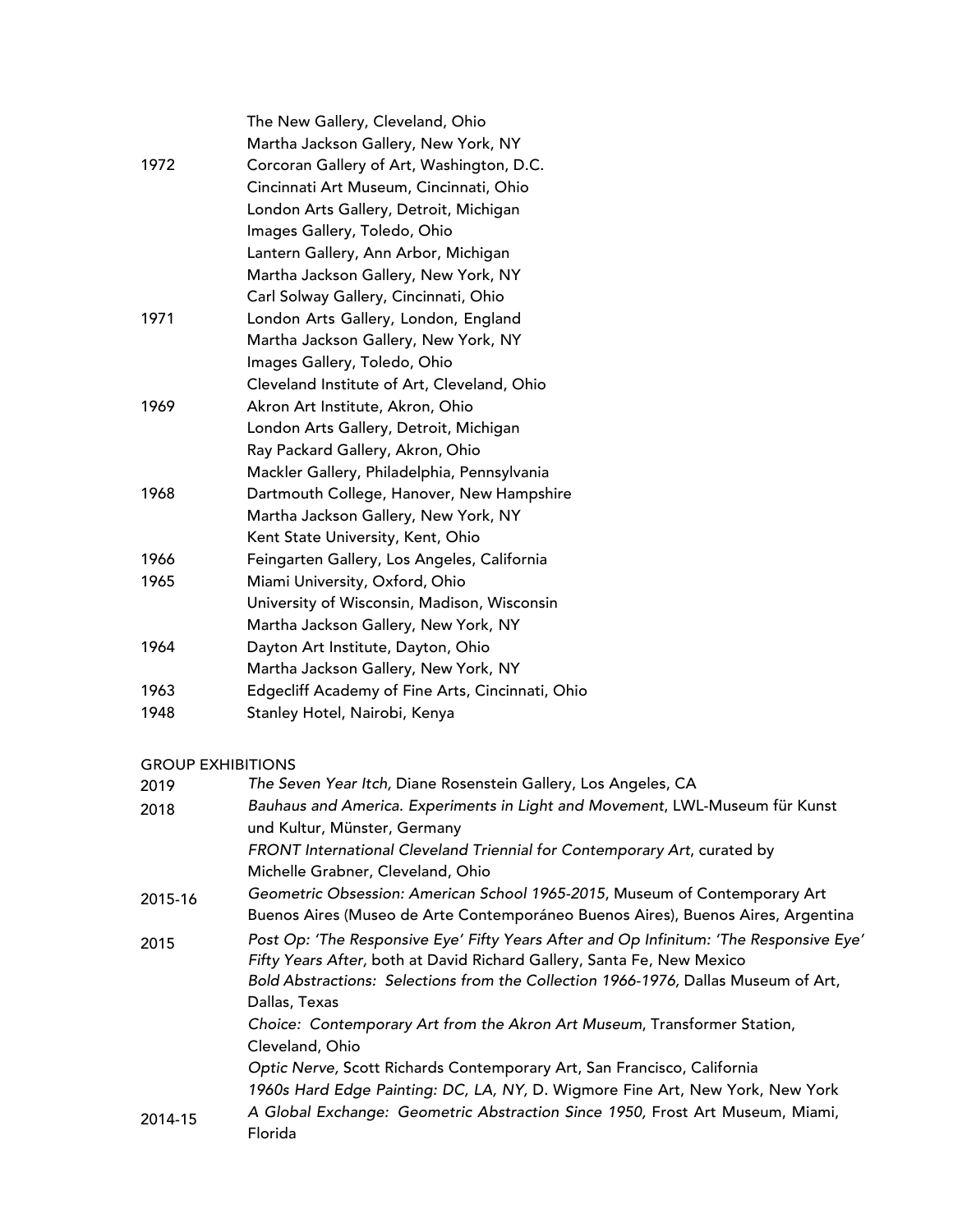|  | The New Gallery, Cleveland, Ohio |
|---|---|
|  | Martha Jackson Gallery, New York, NY |
| 1972 | Corcoran Gallery of Art, Washington, D.C. |
|  | Cincinnati Art Museum, Cincinnati, Ohio |
|  | London Arts Gallery, Detroit, Michigan |
|  | Images Gallery, Toledo, Ohio |
|  | Lantern Gallery, Ann Arbor, Michigan |
|  | Martha Jackson Gallery, New York, NY |
|  | Carl Solway Gallery, Cincinnati, Ohio |
| 1971 | London Arts Gallery, London, England |
|  | Martha Jackson Gallery, New York, NY |
|  | Images Gallery, Toledo, Ohio |
|  | Cleveland Institute of Art, Cleveland, Ohio |
| 1969 | Akron Art Institute, Akron, Ohio |
|  | London Arts Gallery, Detroit, Michigan |
|  | Ray Packard Gallery, Akron, Ohio |
|  | Mackler Gallery, Philadelphia, Pennsylvania |
| 1968 | Dartmouth College, Hanover, New Hampshire |
|  | Martha Jackson Gallery, New York, NY |
|  | Kent State University, Kent, Ohio |
| 1966 | Feingarten Gallery, Los Angeles, California |
| 1965 | Miami University, Oxford, Ohio |
|  | University of Wisconsin, Madison, Wisconsin |
|  | Martha Jackson Gallery, New York, NY |
| 1964 | Dayton Art Institute, Dayton, Ohio |
|  | Martha Jackson Gallery, New York, NY |
| 1963 | Edgecliff Academy of Fine Arts, Cincinnati, Ohio |
| 1948 | Stanley Hotel, Nairobi, Kenya |

GROUP EXHIBITIONS

| | |
|---|---|
| 2019 | *The Seven Year Itch,* Diane Rosenstein Gallery, Los Angeles, CA |
| 2018 | *Bauhaus and America. Experiments in Light and Movement*, LWL-Museum für Kunst und Kultur, Münster, Germany |
|  | *FRONT International Cleveland Triennial for Contemporary Art*, curated by Michelle Grabner, Cleveland, Ohio |
| 2015-16 | *Geometric Obsession: American School 1965-2015*, Museum of Contemporary Art Buenos Aires (Museo de Arte Contemporáneo Buenos Aires), Buenos Aires, Argentina |
| 2015 | *Post Op: 'The Responsive Eye' Fifty Years After and Op Infinitum: 'The Responsive Eye' Fifty Years After,* both at David Richard Gallery, Santa Fe, New Mexico |
|  | *Bold Abstractions: Selections from the Collection 1966-1976,* Dallas Museum of Art, Dallas, Texas |
|  | *Choice: Contemporary Art from the Akron Art Museum*, Transformer Station, Cleveland, Ohio |
|  | *Optic Nerve,* Scott Richards Contemporary Art, San Francisco, California |
|  | *1960s Hard Edge Painting: DC, LA, NY,* D. Wigmore Fine Art, New York, New York |
| 2014-15 | *A Global Exchange: Geometric Abstraction Since 1950,* Frost Art Museum, Miami, Florida |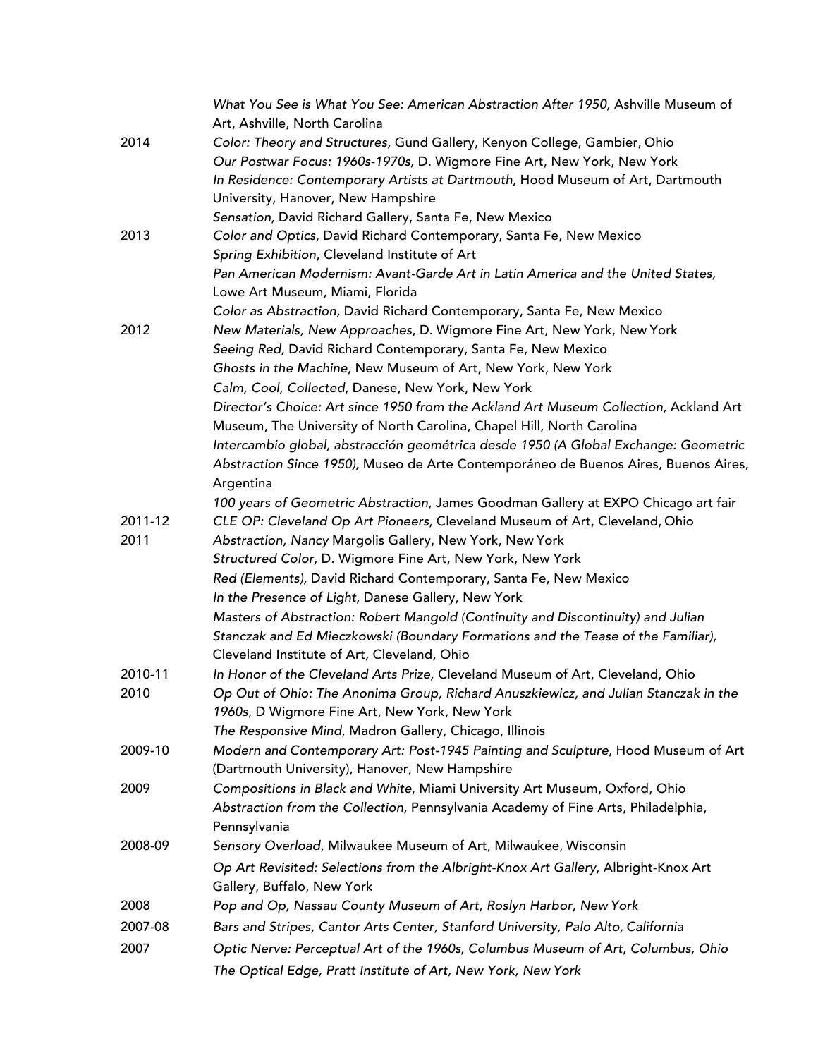| | |
|---|---|
| | *What You See is What You See: American Abstraction After 1950,* Ashville Museum of Art, Ashville, North Carolina |
| 2014 | *Color: Theory and Structures,* Gund Gallery, Kenyon College, Gambier, Ohio |
| | *Our Postwar Focus: 1960s-1970s,* D. Wigmore Fine Art, New York, New York |
| | *In Residence: Contemporary Artists at Dartmouth,* Hood Museum of Art, Dartmouth University, Hanover, New Hampshire |
| | *Sensation,* David Richard Gallery, Santa Fe, New Mexico |
| 2013 | *Color and Optics,* David Richard Contemporary, Santa Fe, New Mexico |
| | *Spring Exhibition*, Cleveland Institute of Art |
| | *Pan American Modernism: Avant-Garde Art in Latin America and the United States,* Lowe Art Museum, Miami, Florida |
| | *Color as Abstraction,* David Richard Contemporary, Santa Fe, New Mexico |
| 2012 | *New Materials, New Approaches*, D. Wigmore Fine Art, New York, New York |
| | *Seeing Red,* David Richard Contemporary, Santa Fe, New Mexico |
| | *Ghosts in the Machine,* New Museum of Art, New York, New York |
| | *Calm, Cool, Collected,* Danese, New York, New York |
| | *Director's Choice: Art since 1950 from the Ackland Art Museum Collection,* Ackland Art Museum, The University of North Carolina, Chapel Hill, North Carolina |
| | *Intercambio global, abstracción geométrica desde 1950 (A Global Exchange: Geometric Abstraction Since 1950),* Museo de Arte Contemporáneo de Buenos Aires, Buenos Aires, Argentina |
| | *100 years of Geometric Abstraction,* James Goodman Gallery at EXPO Chicago art fair |
| 2011-12 | *CLE OP: Cleveland Op Art Pioneers,* Cleveland Museum of Art, Cleveland, Ohio |
| 2011 | *Abstraction, Nancy* Margolis Gallery, New York, New York |
| | *Structured Color,* D. Wigmore Fine Art, New York, New York |
| | *Red (Elements),* David Richard Contemporary, Santa Fe, New Mexico |
| | *In the Presence of Light,* Danese Gallery, New York |
| | *Masters of Abstraction: Robert Mangold (Continuity and Discontinuity) and Julian Stanczak and Ed Mieczkowski (Boundary Formations and the Tease of the Familiar),* Cleveland Institute of Art, Cleveland, Ohio |
| 2010-11 | *In Honor of the Cleveland Arts Prize,* Cleveland Museum of Art, Cleveland, Ohio |
| 2010 | *Op Out of Ohio: The Anonima Group, Richard Anuszkiewicz, and Julian Stanczak in the 1960s*, D Wigmore Fine Art, New York, New York |
| | *The Responsive Mind,* Madron Gallery, Chicago, Illinois |
| 2009-10 | *Modern and Contemporary Art: Post-1945 Painting and Sculpture*, Hood Museum of Art (Dartmouth University), Hanover, New Hampshire |
| 2009 | *Compositions in Black and White*, Miami University Art Museum, Oxford, Ohio |
| | *Abstraction from the Collection*, Pennsylvania Academy of Fine Arts, Philadelphia, Pennsylvania |
| 2008-09 | *Sensory Overload*, Milwaukee Museum of Art, Milwaukee, Wisconsin |
| | *Op Art Revisited: Selections from the Albright-Knox Art Gallery*, Albright-Knox Art Gallery, Buffalo, New York |
| 2008 | *Pop and Op, Nassau County Museum of Art, Roslyn Harbor, New York* |
| 2007-08 | *Bars and Stripes, Cantor Arts Center, Stanford University, Palo Alto, California* |
| 2007 | *Optic Nerve: Perceptual Art of the 1960s, Columbus Museum of Art, Columbus, Ohio* |
| | *The Optical Edge, Pratt Institute of Art, New York, New York* |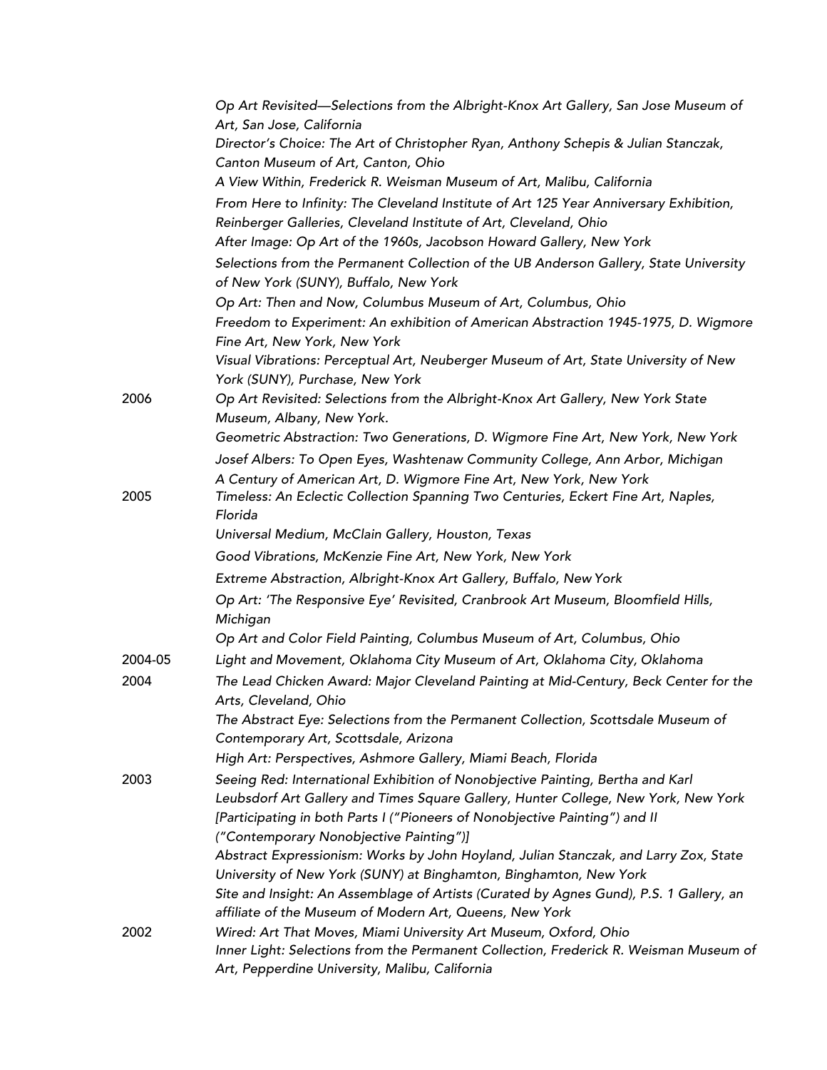*Op Art Revisited—Selections from the Albright-Knox Art Gallery, San Jose Museum of Art, San Jose, California*
*Director's Choice: The Art of Christopher Ryan, Anthony Schepis & Julian Stanczak, Canton Museum of Art, Canton, Ohio*
*A View Within, Frederick R. Weisman Museum of Art, Malibu, California*
*From Here to Infinity: The Cleveland Institute of Art 125 Year Anniversary Exhibition, Reinberger Galleries, Cleveland Institute of Art, Cleveland, Ohio*
*After Image: Op Art of the 1960s, Jacobson Howard Gallery, New York*
*Selections from the Permanent Collection of the UB Anderson Gallery, State University of New York (SUNY), Buffalo, New York*
*Op Art: Then and Now, Columbus Museum of Art, Columbus, Ohio*
*Freedom to Experiment: An exhibition of American Abstraction 1945-1975, D. Wigmore Fine Art, New York, New York*
*Visual Vibrations: Perceptual Art, Neuberger Museum of Art, State University of New York (SUNY), Purchase, New York*

2006 *Op Art Revisited: Selections from the Albright-Knox Art Gallery, New York State Museum, Albany, New York.*
*Geometric Abstraction: Two Generations, D. Wigmore Fine Art, New York, New York*
*Josef Albers: To Open Eyes, Washtenaw Community College, Ann Arbor, Michigan*
*A Century of American Art, D. Wigmore Fine Art, New York, New York*

2005 *Timeless: An Eclectic Collection Spanning Two Centuries, Eckert Fine Art, Naples, Florida*
*Universal Medium, McClain Gallery, Houston, Texas*
*Good Vibrations, McKenzie Fine Art, New York, New York*
*Extreme Abstraction, Albright-Knox Art Gallery, Buffalo, New York*
*Op Art: 'The Responsive Eye' Revisited, Cranbrook Art Museum, Bloomfield Hills, Michigan*
*Op Art and Color Field Painting, Columbus Museum of Art, Columbus, Ohio*

2004-05 *Light and Movement, Oklahoma City Museum of Art, Oklahoma City, Oklahoma*

2004 *The Lead Chicken Award: Major Cleveland Painting at Mid-Century, Beck Center for the Arts, Cleveland, Ohio*
*The Abstract Eye: Selections from the Permanent Collection, Scottsdale Museum of Contemporary Art, Scottsdale, Arizona*
*High Art: Perspectives, Ashmore Gallery, Miami Beach, Florida*

2003 *Seeing Red: International Exhibition of Nonobjective Painting, Bertha and Karl Leubsdorf Art Gallery and Times Square Gallery, Hunter College, New York, New York [Participating in both Parts I ("Pioneers of Nonobjective Painting") and II ("Contemporary Nonobjective Painting")]*
*Abstract Expressionism: Works by John Hoyland, Julian Stanczak, and Larry Zox, State University of New York (SUNY) at Binghamton, Binghamton, New York*
*Site and Insight: An Assemblage of Artists (Curated by Agnes Gund), P.S. 1 Gallery, an affiliate of the Museum of Modern Art, Queens, New York*

2002 *Wired: Art That Moves, Miami University Art Museum, Oxford, Ohio*
*Inner Light: Selections from the Permanent Collection, Frederick R. Weisman Museum of Art, Pepperdine University, Malibu, California*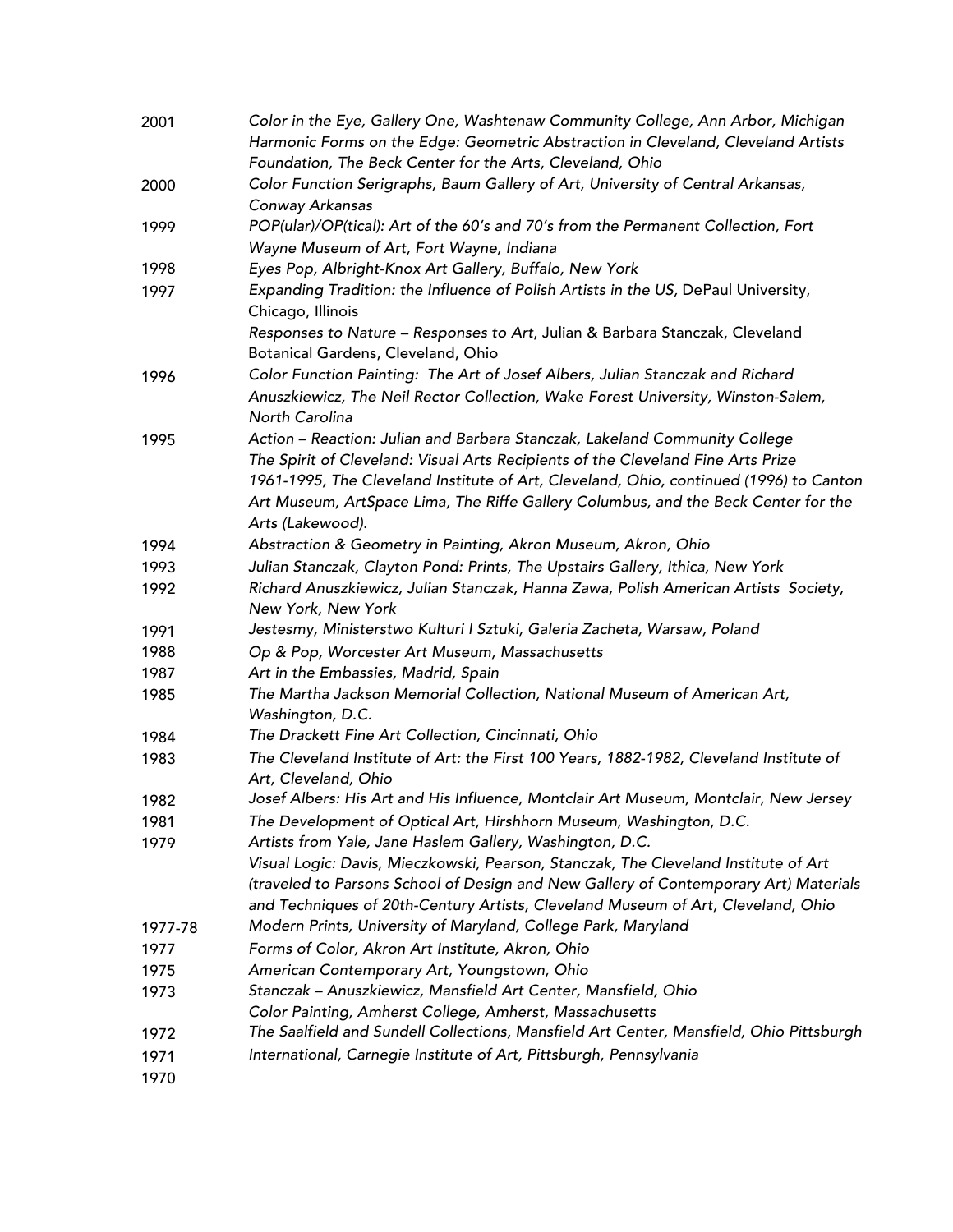2001 *Color in the Eye, Gallery One, Washtenaw Community College, Ann Arbor, Michigan*
*Harmonic Forms on the Edge: Geometric Abstraction in Cleveland, Cleveland Artists Foundation, The Beck Center for the Arts, Cleveland, Ohio*

2000 *Color Function Serigraphs, Baum Gallery of Art, University of Central Arkansas, Conway Arkansas*

1999 *POP(ular)/OP(tical): Art of the 60's and 70's from the Permanent Collection, Fort Wayne Museum of Art, Fort Wayne, Indiana*

1998 *Eyes Pop, Albright-Knox Art Gallery, Buffalo, New York*

1997 *Expanding Tradition: the Influence of Polish Artists in the US*, DePaul University, Chicago, Illinois
*Responses to Nature – Responses to Art*, Julian & Barbara Stanczak, Cleveland Botanical Gardens, Cleveland, Ohio

1996 *Color Function Painting: The Art of Josef Albers, Julian Stanczak and Richard Anuszkiewicz, The Neil Rector Collection, Wake Forest University, Winston-Salem, North Carolina*

1995 *Action – Reaction: Julian and Barbara Stanczak, Lakeland Community College*
*The Spirit of Cleveland: Visual Arts Recipients of the Cleveland Fine Arts Prize 1961-1995, The Cleveland Institute of Art, Cleveland, Ohio, continued (1996) to Canton Art Museum, ArtSpace Lima, The Riffe Gallery Columbus, and the Beck Center for the Arts (Lakewood).*

1994 *Abstraction & Geometry in Painting, Akron Museum, Akron, Ohio*

1993 *Julian Stanczak, Clayton Pond: Prints, The Upstairs Gallery, Ithica, New York*

1992 *Richard Anuszkiewicz, Julian Stanczak, Hanna Zawa, Polish American Artists Society, New York, New York*

1991 *Jestesmy, Ministerstwo Kulturi I Sztuki, Galeria Zacheta, Warsaw, Poland*

1988 *Op & Pop, Worcester Art Museum, Massachusetts*

1987 *Art in the Embassies, Madrid, Spain*

1985 *The Martha Jackson Memorial Collection, National Museum of American Art, Washington, D.C.*

1984 *The Drackett Fine Art Collection, Cincinnati, Ohio*

1983 *The Cleveland Institute of Art: the First 100 Years, 1882-1982, Cleveland Institute of Art, Cleveland, Ohio*

1982 *Josef Albers: His Art and His Influence, Montclair Art Museum, Montclair, New Jersey*

1981 *The Development of Optical Art, Hirshhorn Museum, Washington, D.C.*

1979 *Artists from Yale, Jane Haslem Gallery, Washington, D.C.*
*Visual Logic: Davis, Mieczkowski, Pearson, Stanczak, The Cleveland Institute of Art (traveled to Parsons School of Design and New Gallery of Contemporary Art) Materials and Techniques of 20th-Century Artists, Cleveland Museum of Art, Cleveland, Ohio*

1977-78 *Modern Prints, University of Maryland, College Park, Maryland*

1977 *Forms of Color, Akron Art Institute, Akron, Ohio*

1975 *American Contemporary Art, Youngstown, Ohio*

1973 *Stanczak – Anuszkiewicz, Mansfield Art Center, Mansfield, Ohio*
*Color Painting, Amherst College, Amherst, Massachusetts*

1972 *The Saalfield and Sundell Collections, Mansfield Art Center, Mansfield, Ohio Pittsburgh*

1971 *International, Carnegie Institute of Art, Pittsburgh, Pennsylvania*

1970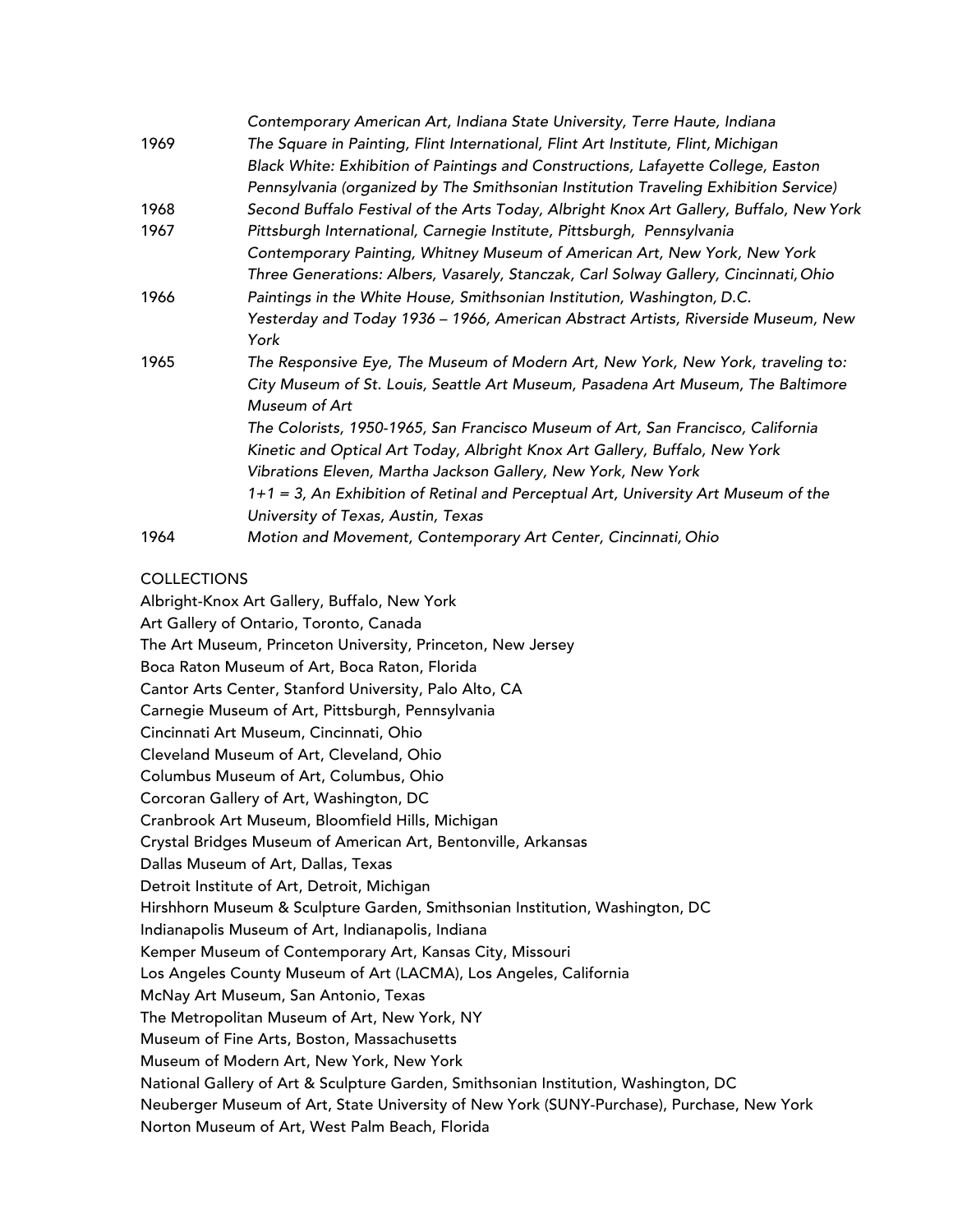| | |
|---|---|
| | *Contemporary American Art, Indiana State University, Terre Haute, Indiana* |
| 1969 | *The Square in Painting, Flint International, Flint Art Institute, Flint, Michigan* |
| | *Black White: Exhibition of Paintings and Constructions, Lafayette College, Easton Pennsylvania (organized by The Smithsonian Institution Traveling Exhibition Service)* |
| 1968 | *Second Buffalo Festival of the Arts Today, Albright Knox Art Gallery, Buffalo, New York* |
| 1967 | *Pittsburgh International, Carnegie Institute, Pittsburgh, Pennsylvania* |
| | *Contemporary Painting, Whitney Museum of American Art, New York, New York* |
| | *Three Generations: Albers, Vasarely, Stanczak, Carl Solway Gallery, Cincinnati, Ohio* |
| 1966 | *Paintings in the White House, Smithsonian Institution, Washington, D.C.* |
| | *Yesterday and Today 1936 – 1966, American Abstract Artists, Riverside Museum, New York* |
| 1965 | *The Responsive Eye, The Museum of Modern Art, New York, New York, traveling to: City Museum of St. Louis, Seattle Art Museum, Pasadena Art Museum, The Baltimore Museum of Art* |
| | *The Colorists, 1950-1965, San Francisco Museum of Art, San Francisco, California* |
| | *Kinetic and Optical Art Today, Albright Knox Art Gallery, Buffalo, New York* |
| | *Vibrations Eleven, Martha Jackson Gallery, New York, New York* |
| | *1+1 = 3, An Exhibition of Retinal and Perceptual Art, University Art Museum of the University of Texas, Austin, Texas* |
| 1964 | *Motion and Movement, Contemporary Art Center, Cincinnati, Ohio* |

COLLECTIONS

Albright-Knox Art Gallery, Buffalo, New York
Art Gallery of Ontario, Toronto, Canada
The Art Museum, Princeton University, Princeton, New Jersey
Boca Raton Museum of Art, Boca Raton, Florida
Cantor Arts Center, Stanford University, Palo Alto, CA
Carnegie Museum of Art, Pittsburgh, Pennsylvania
Cincinnati Art Museum, Cincinnati, Ohio
Cleveland Museum of Art, Cleveland, Ohio
Columbus Museum of Art, Columbus, Ohio
Corcoran Gallery of Art, Washington, DC
Cranbrook Art Museum, Bloomfield Hills, Michigan
Crystal Bridges Museum of American Art, Bentonville, Arkansas
Dallas Museum of Art, Dallas, Texas
Detroit Institute of Art, Detroit, Michigan
Hirshhorn Museum & Sculpture Garden, Smithsonian Institution, Washington, DC
Indianapolis Museum of Art, Indianapolis, Indiana
Kemper Museum of Contemporary Art, Kansas City, Missouri
Los Angeles County Museum of Art (LACMA), Los Angeles, California
McNay Art Museum, San Antonio, Texas
The Metropolitan Museum of Art, New York, NY
Museum of Fine Arts, Boston, Massachusetts
Museum of Modern Art, New York, New York
National Gallery of Art & Sculpture Garden, Smithsonian Institution, Washington, DC
Neuberger Museum of Art, State University of New York (SUNY-Purchase), Purchase, New York
Norton Museum of Art, West Palm Beach, Florida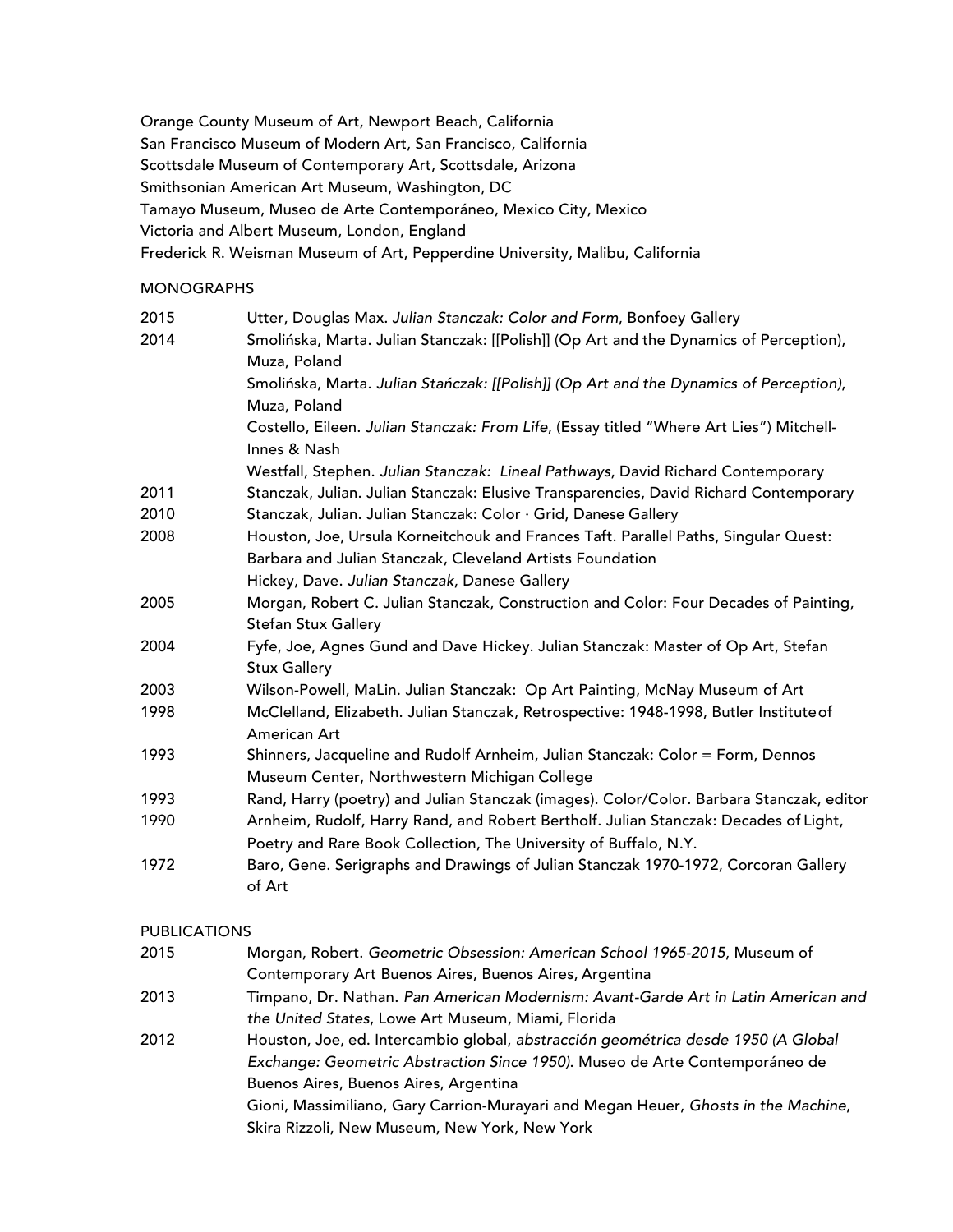Orange County Museum of Art, Newport Beach, California
San Francisco Museum of Modern Art, San Francisco, California
Scottsdale Museum of Contemporary Art, Scottsdale, Arizona
Smithsonian American Art Museum, Washington, DC
Tamayo Museum, Museo de Arte Contemporáneo, Mexico City, Mexico
Victoria and Albert Museum, London, England
Frederick R. Weisman Museum of Art, Pepperdine University, Malibu, California

MONOGRAPHS

| | |
|---|---|
| 2015 | Utter, Douglas Max. *Julian Stanczak: Color and Form*, Bonfoey Gallery |
| 2014 | Smolińska, Marta. Julian Stanczak: [[Polish]] (Op Art and the Dynamics of Perception), Muza, Poland |
| | Smolińska, Marta. *Julian Stańczak: [[Polish]] (Op Art and the Dynamics of Perception)*, Muza, Poland |
| | Costello, Eileen. *Julian Stanczak: From Life*, (Essay titled "Where Art Lies") Mitchell-Innes & Nash |
| | Westfall, Stephen. *Julian Stanczak: Lineal Pathways*, David Richard Contemporary |
| 2011 | Stanczak, Julian. Julian Stanczak: Elusive Transparencies, David Richard Contemporary |
| 2010 | Stanczak, Julian. Julian Stanczak: Color · Grid, Danese Gallery |
| 2008 | Houston, Joe, Ursula Korneitchouk and Frances Taft. Parallel Paths, Singular Quest: Barbara and Julian Stanczak, Cleveland Artists Foundation |
| | Hickey, Dave. *Julian Stanczak*, Danese Gallery |
| 2005 | Morgan, Robert C. Julian Stanczak, Construction and Color: Four Decades of Painting, Stefan Stux Gallery |
| 2004 | Fyfe, Joe, Agnes Gund and Dave Hickey. Julian Stanczak: Master of Op Art, Stefan Stux Gallery |
| 2003 | Wilson-Powell, MaLin. Julian Stanczak: Op Art Painting, McNay Museum of Art |
| 1998 | McClelland, Elizabeth. Julian Stanczak, Retrospective: 1948-1998, Butler Institute of American Art |
| 1993 | Shinners, Jacqueline and Rudolf Arnheim, Julian Stanczak: Color = Form, Dennos Museum Center, Northwestern Michigan College |
| 1993 | Rand, Harry (poetry) and Julian Stanczak (images). Color/Color. Barbara Stanczak, editor |
| 1990 | Arnheim, Rudolf, Harry Rand, and Robert Bertholf. Julian Stanczak: Decades of Light, Poetry and Rare Book Collection, The University of Buffalo, N.Y. |
| 1972 | Baro, Gene. Serigraphs and Drawings of Julian Stanczak 1970-1972, Corcoran Gallery of Art |

PUBLICATIONS

| | |
|---|---|
| 2015 | Morgan, Robert. *Geometric Obsession: American School 1965-2015*, Museum of Contemporary Art Buenos Aires, Buenos Aires, Argentina |
| 2013 | Timpano, Dr. Nathan. *Pan American Modernism: Avant-Garde Art in Latin American and the United States*, Lowe Art Museum, Miami, Florida |
| 2012 | Houston, Joe, ed. Intercambio global, *abstracción geométrica desde 1950 (A Global Exchange: Geometric Abstraction Since 1950).* Museo de Arte Contemporáneo de Buenos Aires, Buenos Aires, Argentina |
| | Gioni, Massimiliano, Gary Carrion-Murayari and Megan Heuer, *Ghosts in the Machine*, Skira Rizzoli, New Museum, New York, New York |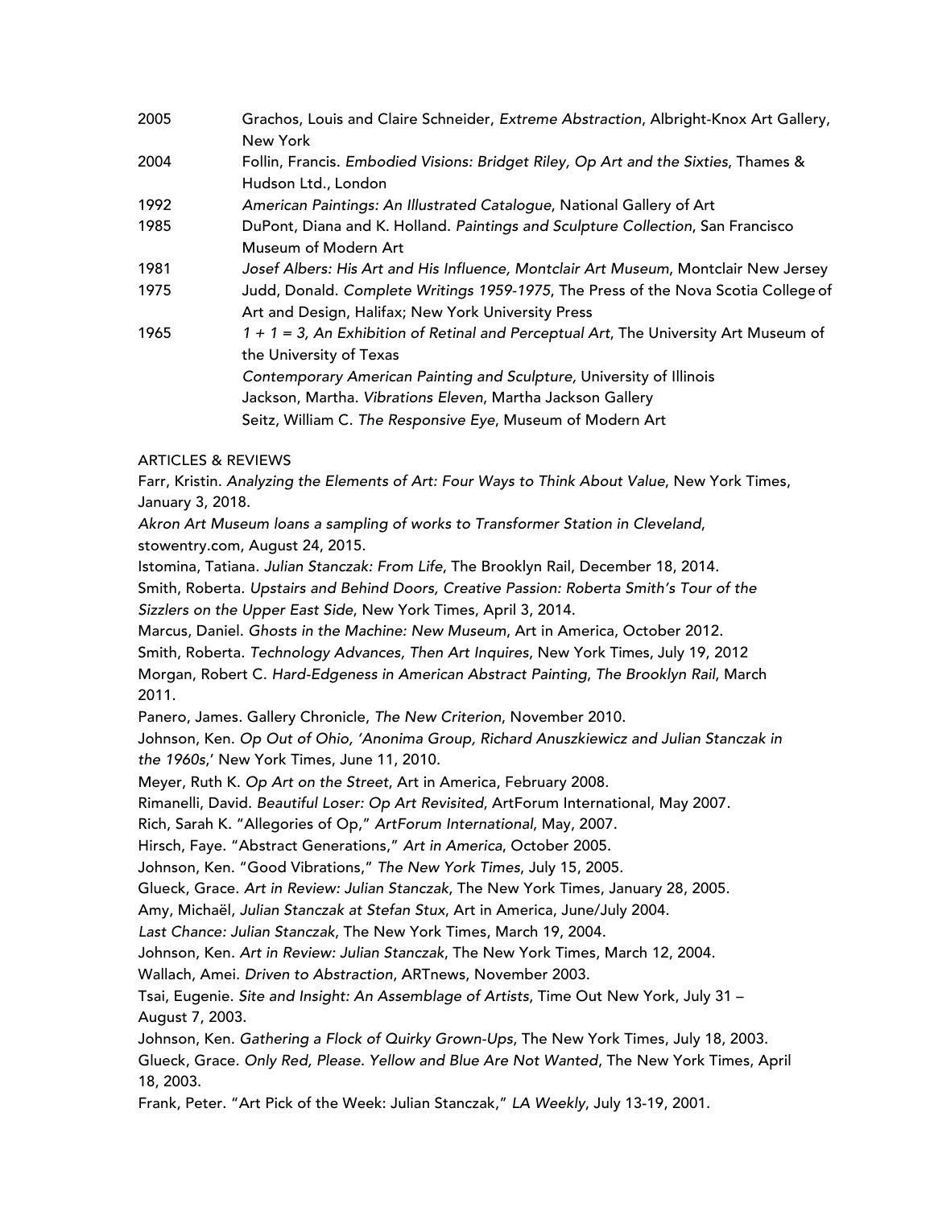| | |
|---|---|
| 2005 | Grachos, Louis and Claire Schneider, *Extreme Abstraction*, Albright-Knox Art Gallery, New York |
| 2004 | Follin, Francis. *Embodied Visions: Bridget Riley, Op Art and the Sixties*, Thames & Hudson Ltd., London |
| 1992 | *American Paintings: An Illustrated Catalogue*, National Gallery of Art |
| 1985 | DuPont, Diana and K. Holland. *Paintings and Sculpture Collection*, San Francisco Museum of Modern Art |
| 1981 | *Josef Albers: His Art and His Influence, Montclair Art Museum*, Montclair New Jersey |
| 1975 | Judd, Donald. *Complete Writings 1959-1975*, The Press of the Nova Scotia College of Art and Design, Halifax; New York University Press |
| 1965 | *1 + 1 = 3, An Exhibition of Retinal and Perceptual Art*, The University Art Museum of the University of Texas |
| | *Contemporary American Painting and Sculpture,* University of Illinois |
| | Jackson, Martha. *Vibrations Eleven*, Martha Jackson Gallery |
| | Seitz, William C. *The Responsive Eye*, Museum of Modern Art |

ARTICLES & REVIEWS

Farr, Kristin. *Analyzing the Elements of Art: Four Ways to Think About Value*, New York Times, January 3, 2018.

*Akron Art Museum loans a sampling of works to Transformer Station in Cleveland*, stowentry.com, August 24, 2015.

Istomina, Tatiana. *Julian Stanczak: From Life*, The Brooklyn Rail, December 18, 2014.

Smith, Roberta. *Upstairs and Behind Doors, Creative Passion: Roberta Smith's Tour of the Sizzlers on the Upper East Side*, New York Times, April 3, 2014.

Marcus, Daniel. *Ghosts in the Machine: New Museum*, Art in America, October 2012.

Smith, Roberta. *Technology Advances, Then Art Inquires*, New York Times, July 19, 2012

Morgan, Robert C. *Hard-Edgeness in American Abstract Painting*, *The Brooklyn Rail*, March 2011.

Panero, James. Gallery Chronicle, *The New Criterion*, November 2010.

Johnson, Ken. *Op Out of Ohio, 'Anonima Group, Richard Anuszkiewicz and Julian Stanczak in the 1960s*,' New York Times, June 11, 2010.

Meyer, Ruth K. *Op Art on the Street*, Art in America, February 2008.

Rimanelli, David. *Beautiful Loser: Op Art Revisited*, ArtForum International, May 2007.

Rich, Sarah K. "Allegories of Op," *ArtForum International*, May, 2007.

Hirsch, Faye. "Abstract Generations," *Art in America*, October 2005.

Johnson, Ken. "Good Vibrations," *The New York Times*, July 15, 2005.

Glueck, Grace. *Art in Review: Julian Stanczak*, The New York Times, January 28, 2005.

Amy, Michaël, *Julian Stanczak at Stefan Stux*, Art in America, June/July 2004.

*Last Chance: Julian Stanczak*, The New York Times, March 19, 2004.

Johnson, Ken. *Art in Review: Julian Stanczak*, The New York Times, March 12, 2004.

Wallach, Amei. *Driven to Abstraction*, ARTnews, November 2003.

Tsai, Eugenie. *Site and Insight: An Assemblage of Artists*, Time Out New York, July 31 – August 7, 2003.

Johnson, Ken. *Gathering a Flock of Quirky Grown-Ups*, The New York Times, July 18, 2003.

Glueck, Grace. *Only Red, Please. Yellow and Blue Are Not Wanted*, The New York Times, April 18, 2003.

Frank, Peter. "Art Pick of the Week: Julian Stanczak," *LA Weekly*, July 13-19, 2001.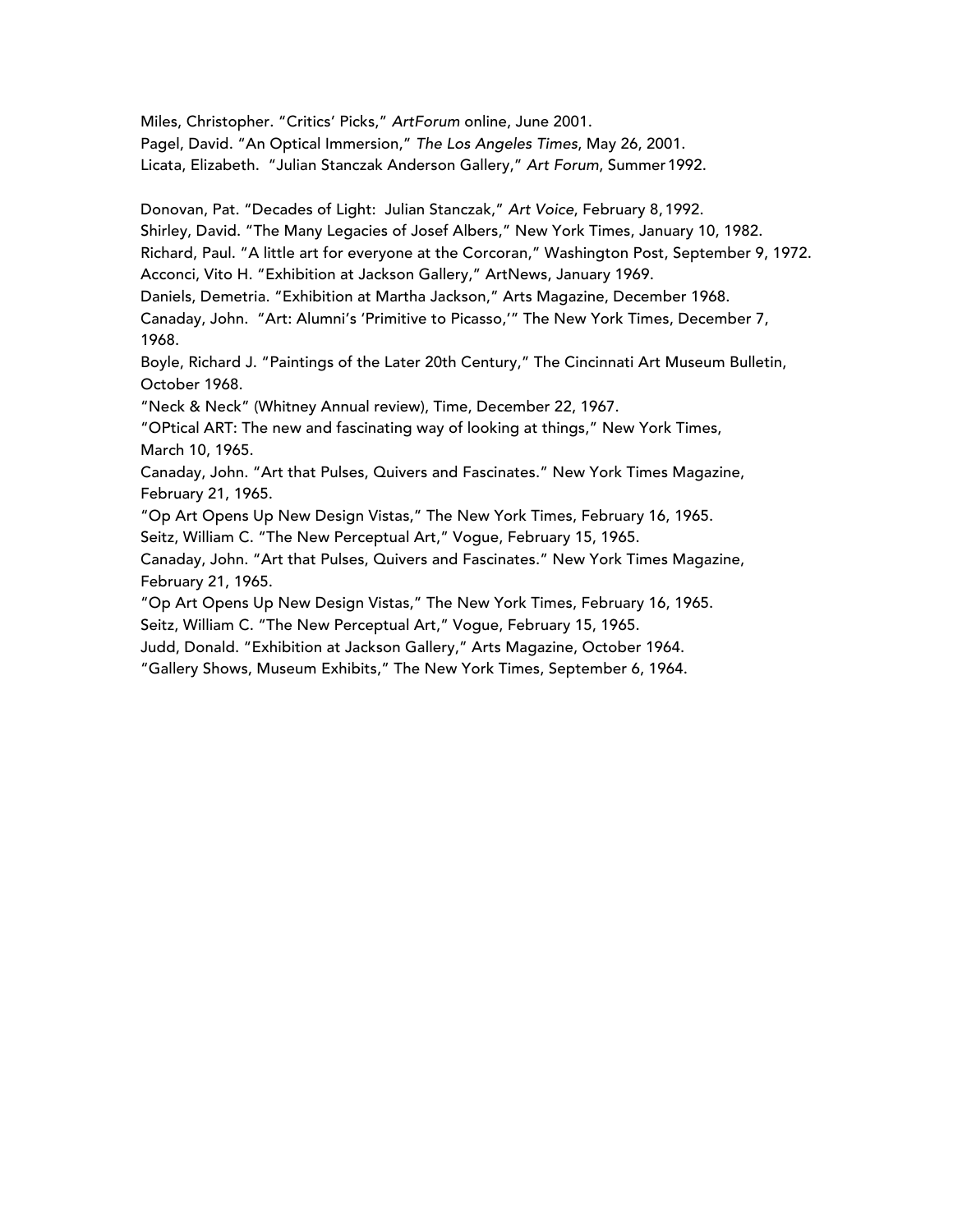Miles, Christopher. "Critics' Picks," *ArtForum* online, June 2001.
Pagel, David. "An Optical Immersion," *The Los Angeles Times*, May 26, 2001.
Licata, Elizabeth. "Julian Stanczak Anderson Gallery," *Art Forum*, Summer 1992.

Donovan, Pat. "Decades of Light: Julian Stanczak," *Art Voice*, February 8, 1992.
Shirley, David. "The Many Legacies of Josef Albers," New York Times, January 10, 1982.
Richard, Paul. "A little art for everyone at the Corcoran," Washington Post, September 9, 1972.
Acconci, Vito H. "Exhibition at Jackson Gallery," ArtNews, January 1969.
Daniels, Demetria. "Exhibition at Martha Jackson," Arts Magazine, December 1968.
Canaday, John. "Art: Alumni's 'Primitive to Picasso,'" The New York Times, December 7, 1968.
Boyle, Richard J. "Paintings of the Later 20th Century," The Cincinnati Art Museum Bulletin, October 1968.
"Neck & Neck" (Whitney Annual review), Time, December 22, 1967.
"OPtical ART: The new and fascinating way of looking at things," New York Times, March 10, 1965.
Canaday, John. "Art that Pulses, Quivers and Fascinates." New York Times Magazine, February 21, 1965.
"Op Art Opens Up New Design Vistas," The New York Times, February 16, 1965.
Seitz, William C. "The New Perceptual Art," Vogue, February 15, 1965.
Canaday, John. "Art that Pulses, Quivers and Fascinates." New York Times Magazine, February 21, 1965.
"Op Art Opens Up New Design Vistas," The New York Times, February 16, 1965.
Seitz, William C. "The New Perceptual Art," Vogue, February 15, 1965.
Judd, Donald. "Exhibition at Jackson Gallery," Arts Magazine, October 1964.
"Gallery Shows, Museum Exhibits," The New York Times, September 6, 1964.